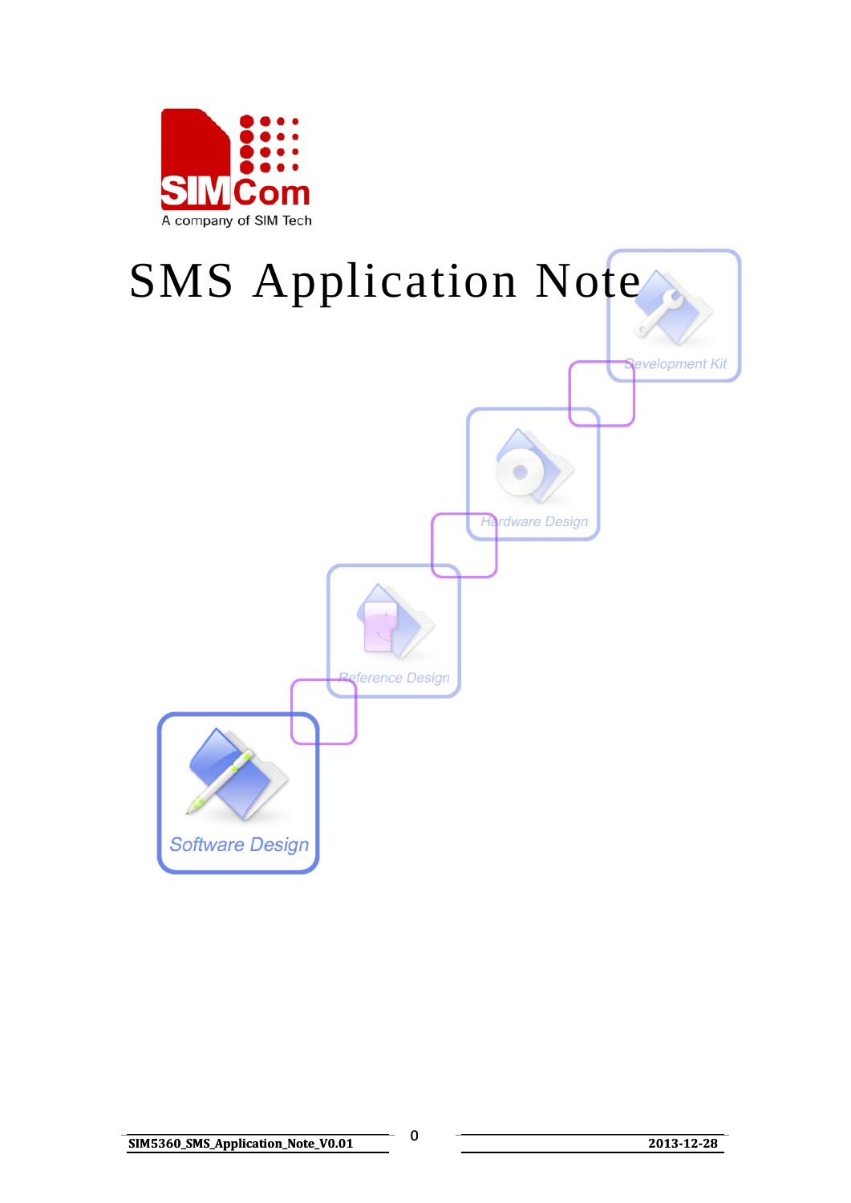SIMCom

A company of SIM Tech

# SMS Application Note

Development Kit

Hardware Design

Reference Design

Software Design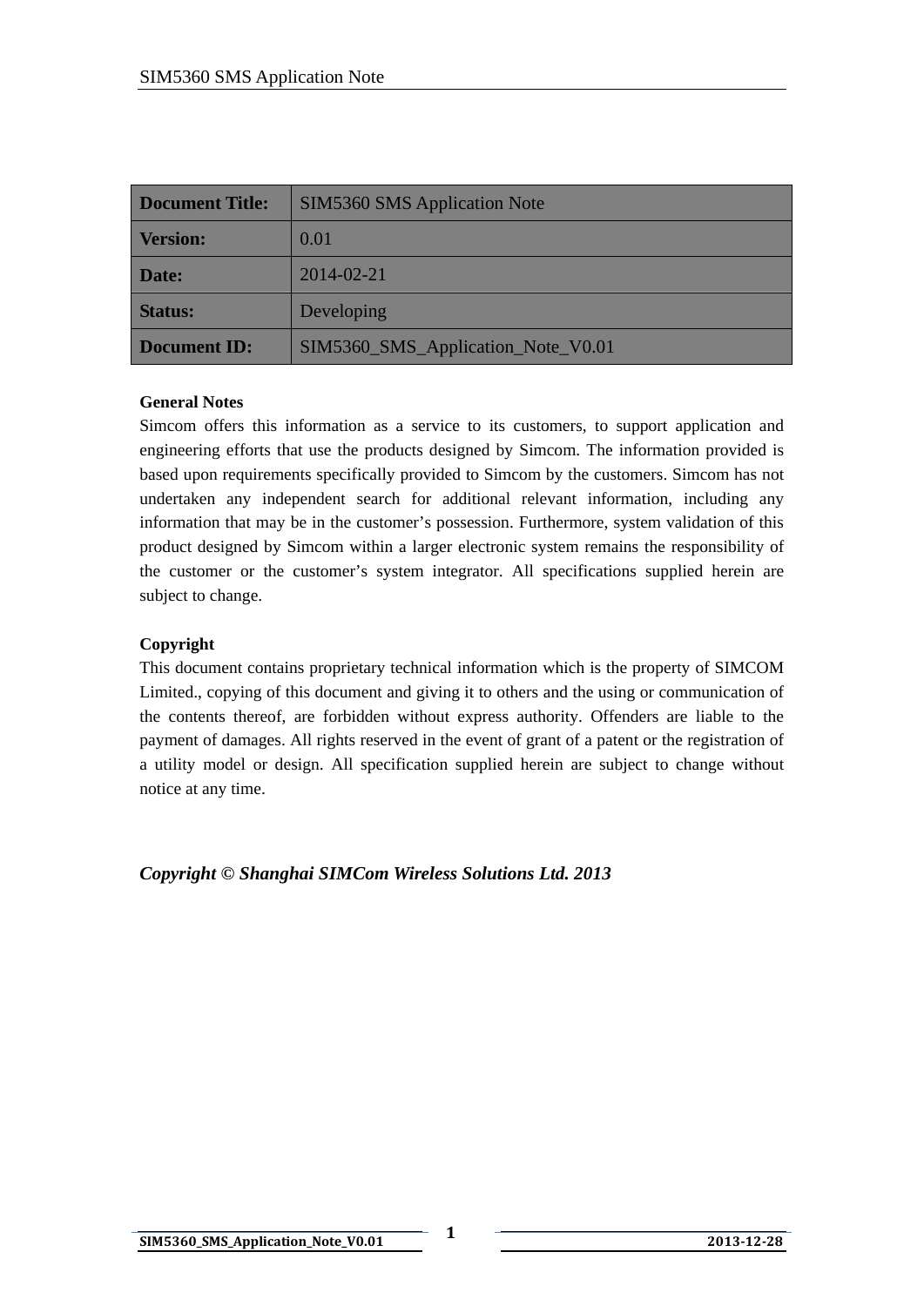| Document Title: | SIM5360 SMS Application Note |
|---|---|
| Version: | 0.01 |
| Date: | 2014-02-21 |
| Status: | Developing |
| Document ID: | SIM5360_SMS_Application_Note_V0.01 |

**General Notes**

Simcom offers this information as a service to its customers, to support application and engineering efforts that use the products designed by Simcom. The information provided is based upon requirements specifically provided to Simcom by the customers. Simcom has not undertaken any independent search for additional relevant information, including any information that may be in the customer's possession. Furthermore, system validation of this product designed by Simcom within a larger electronic system remains the responsibility of the customer or the customer's system integrator. All specifications supplied herein are subject to change.

**Copyright**

This document contains proprietary technical information which is the property of SIMCOM Limited., copying of this document and giving it to others and the using or communication of the contents thereof, are forbidden without express authority. Offenders are liable to the payment of damages. All rights reserved in the event of grant of a patent or the registration of a utility model or design. All specification supplied herein are subject to change without notice at any time.

***Copyright © Shanghai SIMCom Wireless Solutions Ltd. 2013***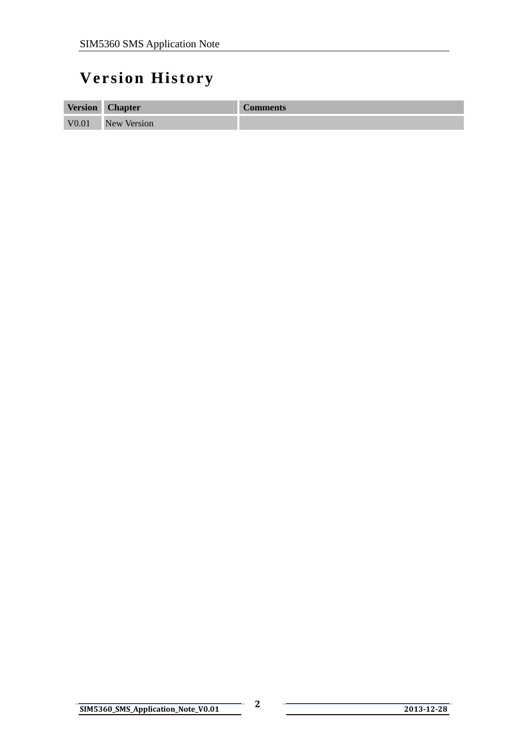# Version History

| Version | Chapter | Comments |
|---|---|---|
| V0.01 | New Version | |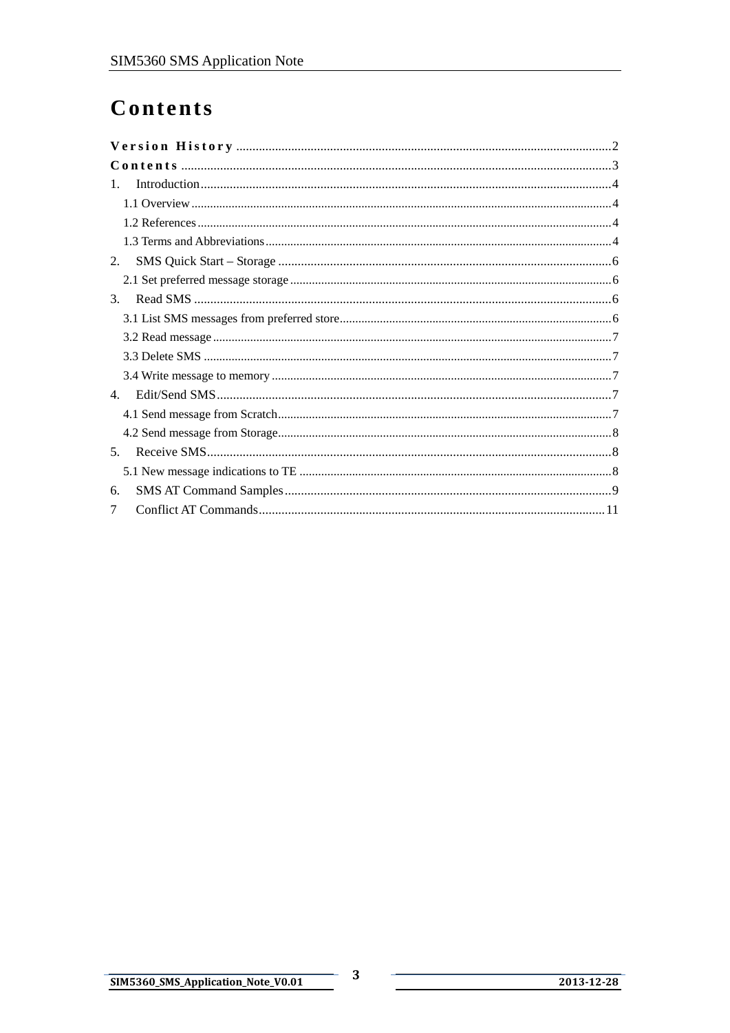# Contents

Version History ........................................................................................................................2
Contents ........................................................................................................................3
1. Introduction........................................................................................................................4
1.1 Overview........................................................................................................................4
1.2 References........................................................................................................................4
1.3 Terms and Abbreviations........................................................................................................................4
2. SMS Quick Start – Storage ........................................................................................................................6
2.1 Set preferred message storage........................................................................................................................6
3. Read SMS ........................................................................................................................6
3.1 List SMS messages from preferred store........................................................................................................................6
3.2 Read message........................................................................................................................7
3.3 Delete SMS ........................................................................................................................7
3.4 Write message to memory........................................................................................................................7
4. Edit/Send SMS........................................................................................................................7
4.1 Send message from Scratch........................................................................................................................7
4.2 Send message from Storage........................................................................................................................8
5. Receive SMS........................................................................................................................8
5.1 New message indications to TE ........................................................................................................................8
6. SMS AT Command Samples........................................................................................................................9
7 Conflict AT Commands........................................................................................................................11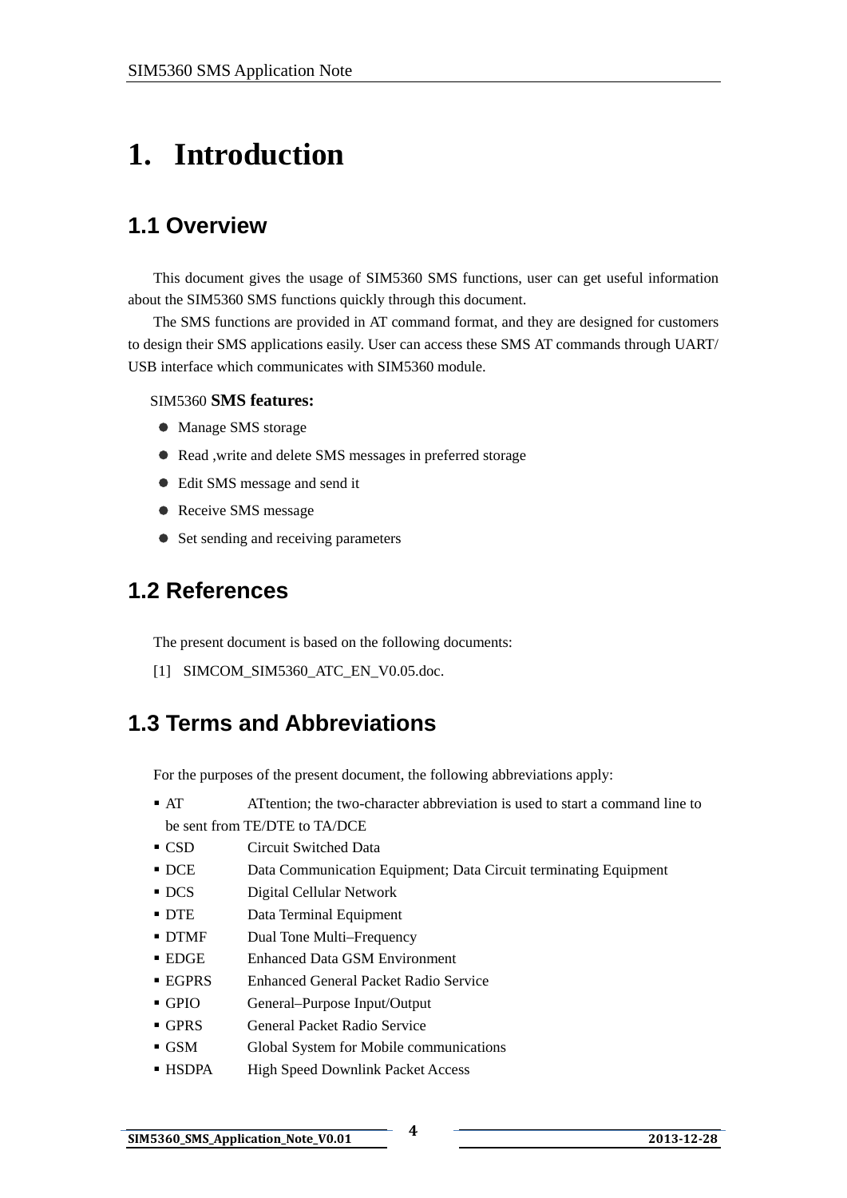# 1. Introduction

## 1.1 Overview

This document gives the usage of SIM5360 SMS functions, user can get useful information about the SIM5360 SMS functions quickly through this document.

The SMS functions are provided in AT command format, and they are designed for customers to design their SMS applications easily. User can access these SMS AT commands through UART/ USB interface which communicates with SIM5360 module.

SIM5360 **SMS features:**

- Manage SMS storage
- Read ,write and delete SMS messages in preferred storage
- Edit SMS message and send it
- Receive SMS message
- Set sending and receiving parameters

## 1.2 References

The present document is based on the following documents:

[1] SIMCOM_SIM5360_ATC_EN_V0.05.doc.

## 1.3 Terms and Abbreviations

For the purposes of the present document, the following abbreviations apply:

- AT ATtention; the two-character abbreviation is used to start a command line to be sent from TE/DTE to TA/DCE
- CSD Circuit Switched Data
- DCE Data Communication Equipment; Data Circuit terminating Equipment
- DCS Digital Cellular Network
- DTE Data Terminal Equipment
- DTMF Dual Tone Multi–Frequency
- EDGE Enhanced Data GSM Environment
- EGPRS Enhanced General Packet Radio Service
- GPIO General–Purpose Input/Output
- GPRS General Packet Radio Service
- GSM Global System for Mobile communications
- HSDPA High Speed Downlink Packet Access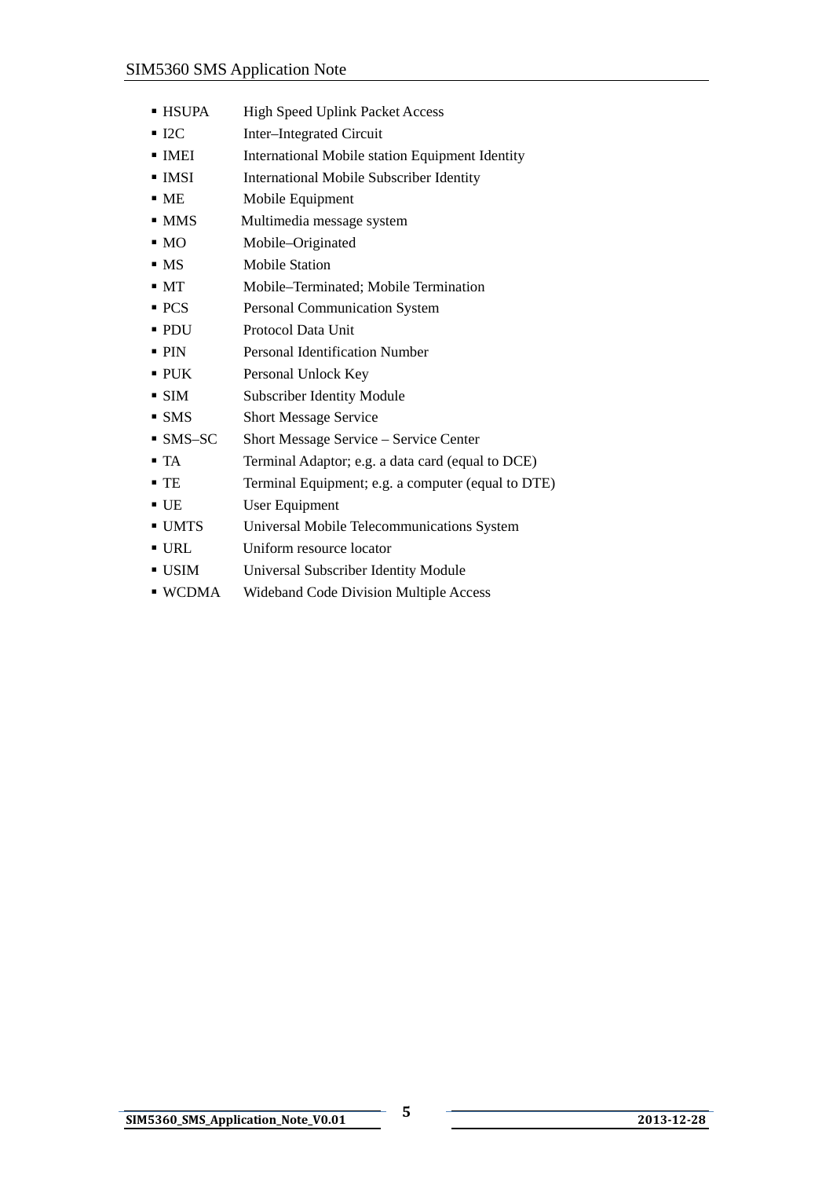- HSUPA High Speed Uplink Packet Access
- I2C Inter–Integrated Circuit
- IMEI International Mobile station Equipment Identity
- IMSI International Mobile Subscriber Identity
- ME Mobile Equipment
- MMS Multimedia message system
- MO Mobile–Originated
- MS Mobile Station
- MT Mobile–Terminated; Mobile Termination
- PCS Personal Communication System
- PDU Protocol Data Unit
- PIN Personal Identification Number
- PUK Personal Unlock Key
- SIM Subscriber Identity Module
- SMS Short Message Service
- SMS–SC Short Message Service – Service Center
- TA Terminal Adaptor; e.g. a data card (equal to DCE)
- TE Terminal Equipment; e.g. a computer (equal to DTE)
- UE User Equipment
- UMTS Universal Mobile Telecommunications System
- URL Uniform resource locator
- USIM Universal Subscriber Identity Module
- WCDMA Wideband Code Division Multiple Access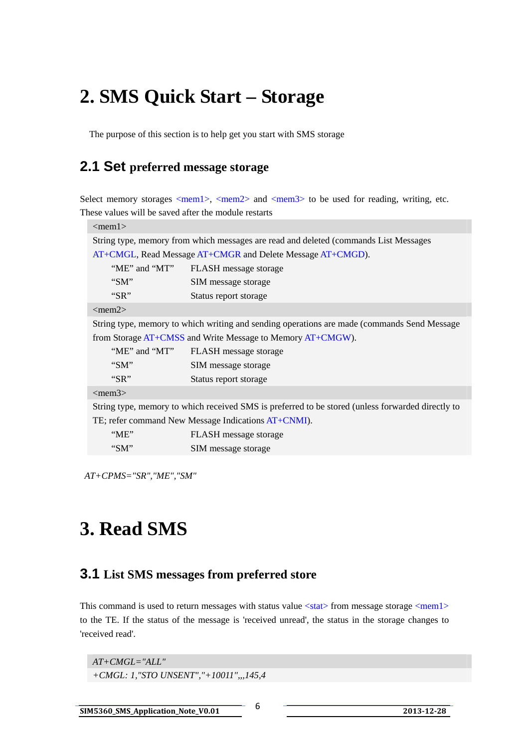# 2. SMS Quick Start – Storage

The purpose of this section is to help get you start with SMS storage

## 2.1 Set preferred message storage

Select memory storages <mem1>, <mem2> and <mem3> to be used for reading, writing, etc. These values will be saved after the module restarts

| <mem1> | |
|---|---|
| String type, memory from which messages are read and deleted (commands List Messages AT+CMGL, Read Message AT+CMGR and Delete Message AT+CMGD). | |
| "ME" and "MT" | FLASH message storage |
| "SM" | SIM message storage |
| "SR" | Status report storage |
| <mem2> | |
| String type, memory to which writing and sending operations are made (commands Send Message from Storage AT+CMSS and Write Message to Memory AT+CMGW). | |
| "ME" and "MT" | FLASH message storage |
| "SM" | SIM message storage |
| "SR" | Status report storage |
| <mem3> | |
| String type, memory to which received SMS is preferred to be stored (unless forwarded directly to TE; refer command New Message Indications AT+CNMI). | |
| "ME" | FLASH message storage |
| "SM" | SIM message storage |

```
AT+CPMS="SR","ME","SM"
```

# 3. Read SMS

## 3.1 List SMS messages from preferred store

This command is used to return messages with status value <stat> from message storage <mem1> to the TE. If the status of the message is 'received unread', the status in the storage changes to 'received read'.

```
AT+CMGL="ALL"
+CMGL: 1,"STO UNSENT","+10011",,,145,4
```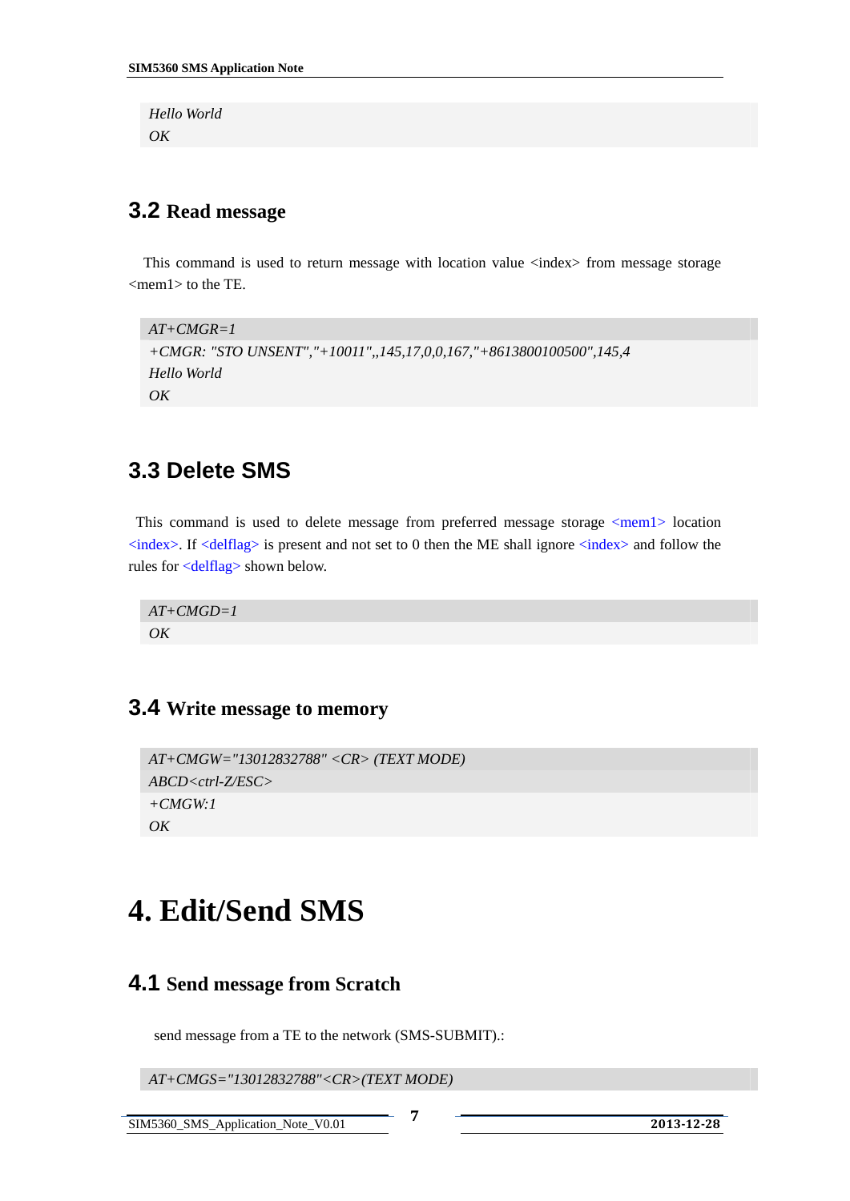```
Hello World
OK
```

## 3.2 Read message

This command is used to return message with location value <index> from message storage <mem1> to the TE.

```
AT+CMGR=1
+CMGR: "STO UNSENT","+10011",,145,17,0,0,167,"+8613800100500",145,4
Hello World
OK
```

## 3.3 Delete SMS

This command is used to delete message from preferred message storage <mem1> location <index>. If <delflag> is present and not set to 0 then the ME shall ignore <index> and follow the rules for <delflag> shown below.

```
AT+CMGD=1
OK
```

## 3.4 Write message to memory

```
AT+CMGW="13012832788" <CR> (TEXT MODE)
ABCD<ctrl-Z/ESC>
+CMGW:1
OK
```

# 4. Edit/Send SMS

## 4.1 Send message from Scratch

send message from a TE to the network (SMS-SUBMIT).:

```
AT+CMGS="13012832788"<CR>(TEXT MODE)
```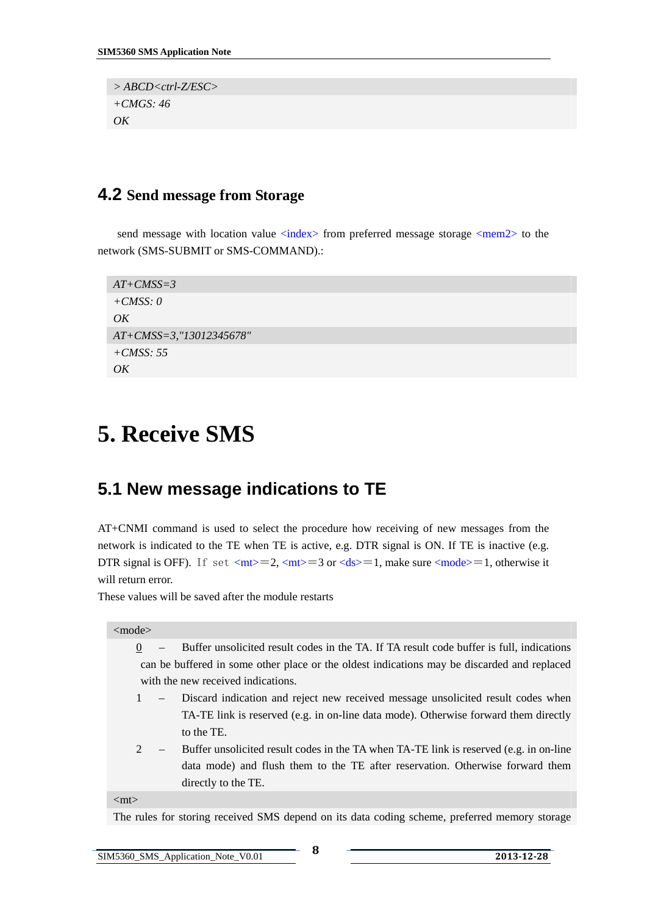```
> ABCD<ctrl-Z/ESC>
+CMGS: 46
OK
```

### 4.2 Send message from Storage

send message with location value <index> from preferred message storage <mem2> to the network (SMS-SUBMIT or SMS-COMMAND).:

```
AT+CMSS=3
+CMSS: 0
OK
AT+CMSS=3,"13012345678"
+CMSS: 55
OK
```

# 5. Receive SMS

## 5.1 New message indications to TE

AT+CNMI command is used to select the procedure how receiving of new messages from the network is indicated to the TE when TE is active, e.g. DTR signal is ON. If TE is inactive (e.g. DTR signal is OFF). If set <mt>=2, <mt>=3 or <ds>=1, make sure <mode>=1, otherwise it will return error.

These values will be saved after the module restarts

<mode>

- 0 – Buffer unsolicited result codes in the TA. If TA result code buffer is full, indications can be buffered in some other place or the oldest indications may be discarded and replaced with the new received indications.
- 1 – Discard indication and reject new received message unsolicited result codes when TA-TE link is reserved (e.g. in on-line data mode). Otherwise forward them directly to the TE.
- 2 – Buffer unsolicited result codes in the TA when TA-TE link is reserved (e.g. in on-line data mode) and flush them to the TE after reservation. Otherwise forward them directly to the TE.

<mt>

The rules for storing received SMS depend on its data coding scheme, preferred memory storage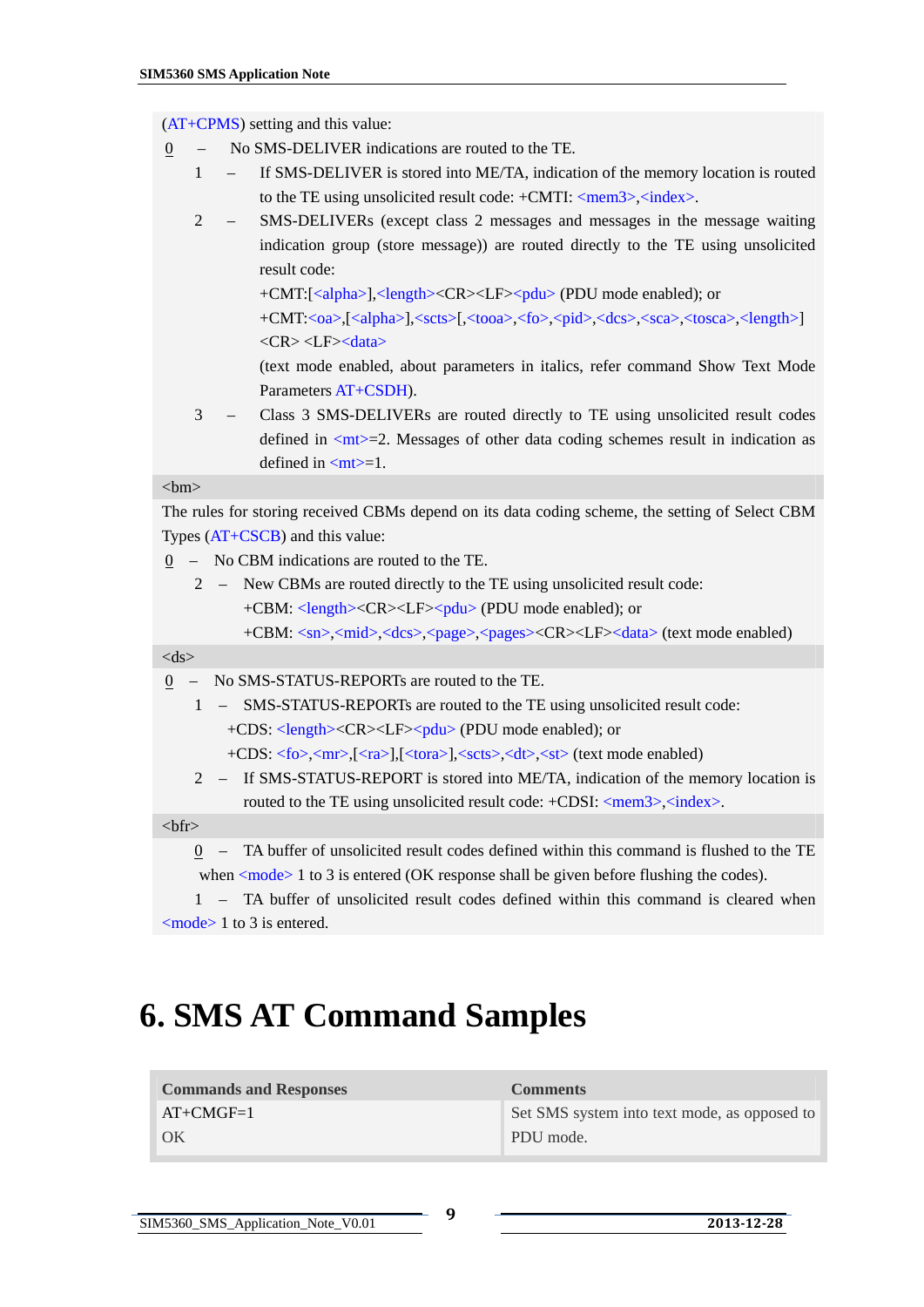(AT+CPMS) setting and this value:

0 – No SMS-DELIVER indications are routed to the TE.

1 – If SMS-DELIVER is stored into ME/TA, indication of the memory location is routed to the TE using unsolicited result code: +CMTI: <mem3>,<index>.

2 – SMS-DELIVERs (except class 2 messages and messages in the message waiting indication group (store message)) are routed directly to the TE using unsolicited result code:

+CMT:[<alpha>],<length><CR><LF><pdu> (PDU mode enabled); or

+CMT:<oa>,[<alpha>],<scts>[,<tooa>,<fo>,<pid>,<dcs>,<sca>,<tosca>,<length>]<CR> <LF><data>

(text mode enabled, about parameters in italics, refer command Show Text Mode Parameters AT+CSDH).

3 – Class 3 SMS-DELIVERs are routed directly to TE using unsolicited result codes defined in <mt>=2. Messages of other data coding schemes result in indication as defined in <mt>=1.

<bm>

The rules for storing received CBMs depend on its data coding scheme, the setting of Select CBM Types (AT+CSCB) and this value:

0 – No CBM indications are routed to the TE.

2 – New CBMs are routed directly to the TE using unsolicited result code:

+CBM: <length><CR><LF><pdu> (PDU mode enabled); or

+CBM: <sn>,<mid>,<dcs>,<page>,<pages><CR><LF><data> (text mode enabled)

<ds>

0 – No SMS-STATUS-REPORTs are routed to the TE.

1 – SMS-STATUS-REPORTs are routed to the TE using unsolicited result code:

+CDS: <length><CR><LF><pdu> (PDU mode enabled); or

+CDS: <fo>,<mr>,[<ra>],[<tora>],<scts>,<dt>,<st> (text mode enabled)

2 – If SMS-STATUS-REPORT is stored into ME/TA, indication of the memory location is routed to the TE using unsolicited result code: +CDSI: <mem3>,<index>.

<bfr>

0 – TA buffer of unsolicited result codes defined within this command is flushed to the TE when <mode> 1 to 3 is entered (OK response shall be given before flushing the codes).

1 – TA buffer of unsolicited result codes defined within this command is cleared when <mode> 1 to 3 is entered.

# 6. SMS AT Command Samples

| Commands and Responses | Comments |
|---|---|
| AT+CMGF=1<br>OK | Set SMS system into text mode, as opposed to PDU mode. |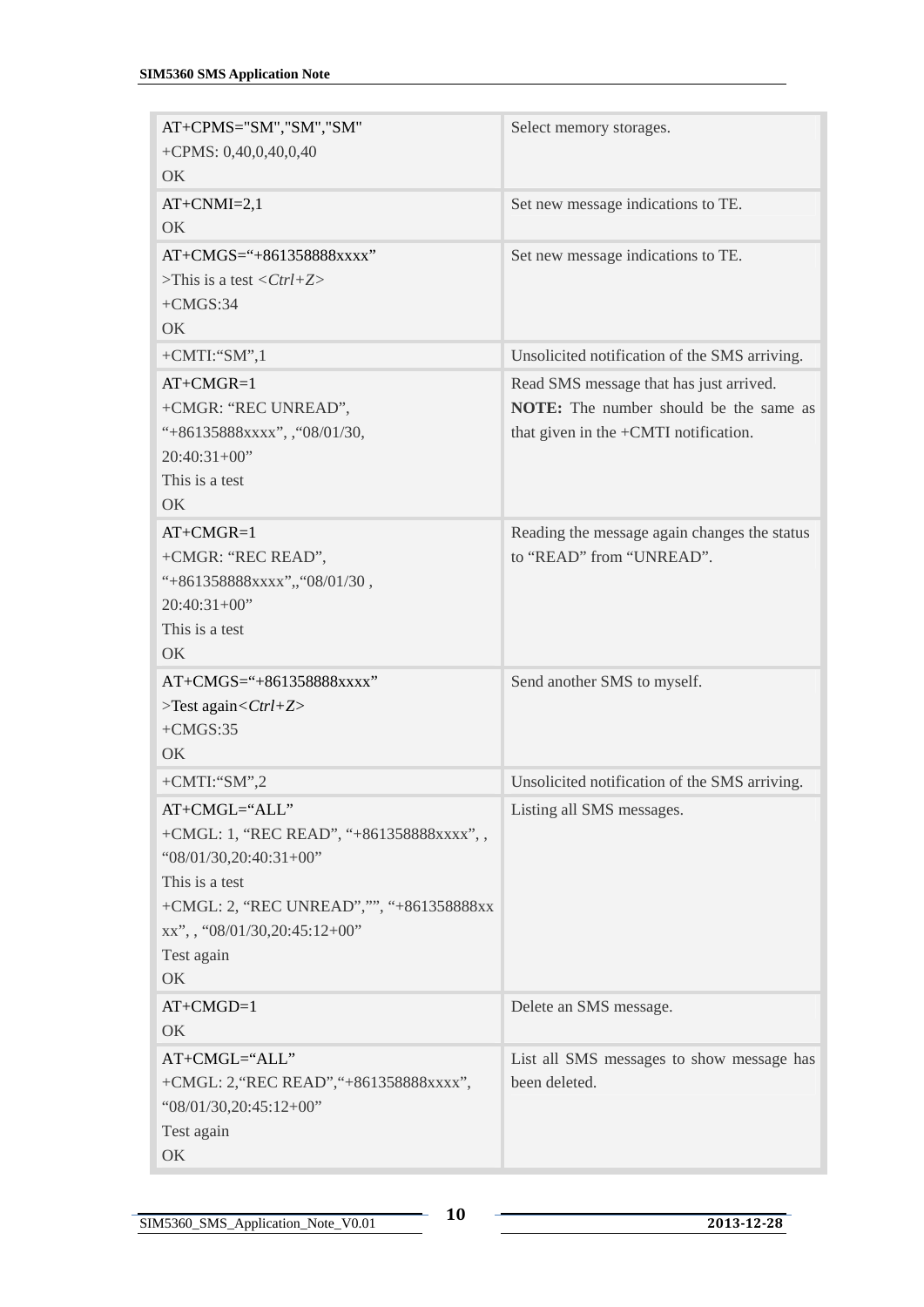| | |
|---|---|
| AT+CPMS="SM","SM","SM"<br>+CPMS: 0,40,0,40,0,40<br>OK | Select memory storages. |
| AT+CNMI=2,1<br>OK | Set new message indications to TE. |
| AT+CMGS="+861358888xxxx"<br>>This is a test <*Ctrl+Z*><br>+CMGS:34<br>OK | Set new message indications to TE. |
| +CMTI:"SM",1 | Unsolicited notification of the SMS arriving. |
| AT+CMGR=1<br>+CMGR: "REC UNREAD",<br>"+86135888xxxx", ,"08/01/30,<br>20:40:31+00"<br>This is a test<br>OK | Read SMS message that has just arrived.<br>**NOTE:** The number should be the same as that given in the +CMTI notification. |
| AT+CMGR=1<br>+CMGR: "REC READ",<br>"+861358888xxxx",,"08/01/30 ,<br>20:40:31+00"<br>This is a test<br>OK | Reading the message again changes the status to "READ" from "UNREAD". |
| AT+CMGS="+861358888xxxx"<br>>Test again<*Ctrl+Z*><br>+CMGS:35<br>OK | Send another SMS to myself. |
| +CMTI:"SM",2 | Unsolicited notification of the SMS arriving. |
| AT+CMGL="ALL"<br>+CMGL: 1, "REC READ", "+861358888xxxx", ,<br>"08/01/30,20:40:31+00"<br>This is a test<br>+CMGL: 2, "REC UNREAD","", "+861358888xxxx", , "08/01/30,20:45:12+00"<br>Test again<br>OK | Listing all SMS messages. |
| AT+CMGD=1<br>OK | Delete an SMS message. |
| AT+CMGL="ALL"<br>+CMGL: 2,"REC READ","+861358888xxxx",<br>"08/01/30,20:45:12+00"<br>Test again<br>OK | List all SMS messages to show message has been deleted. |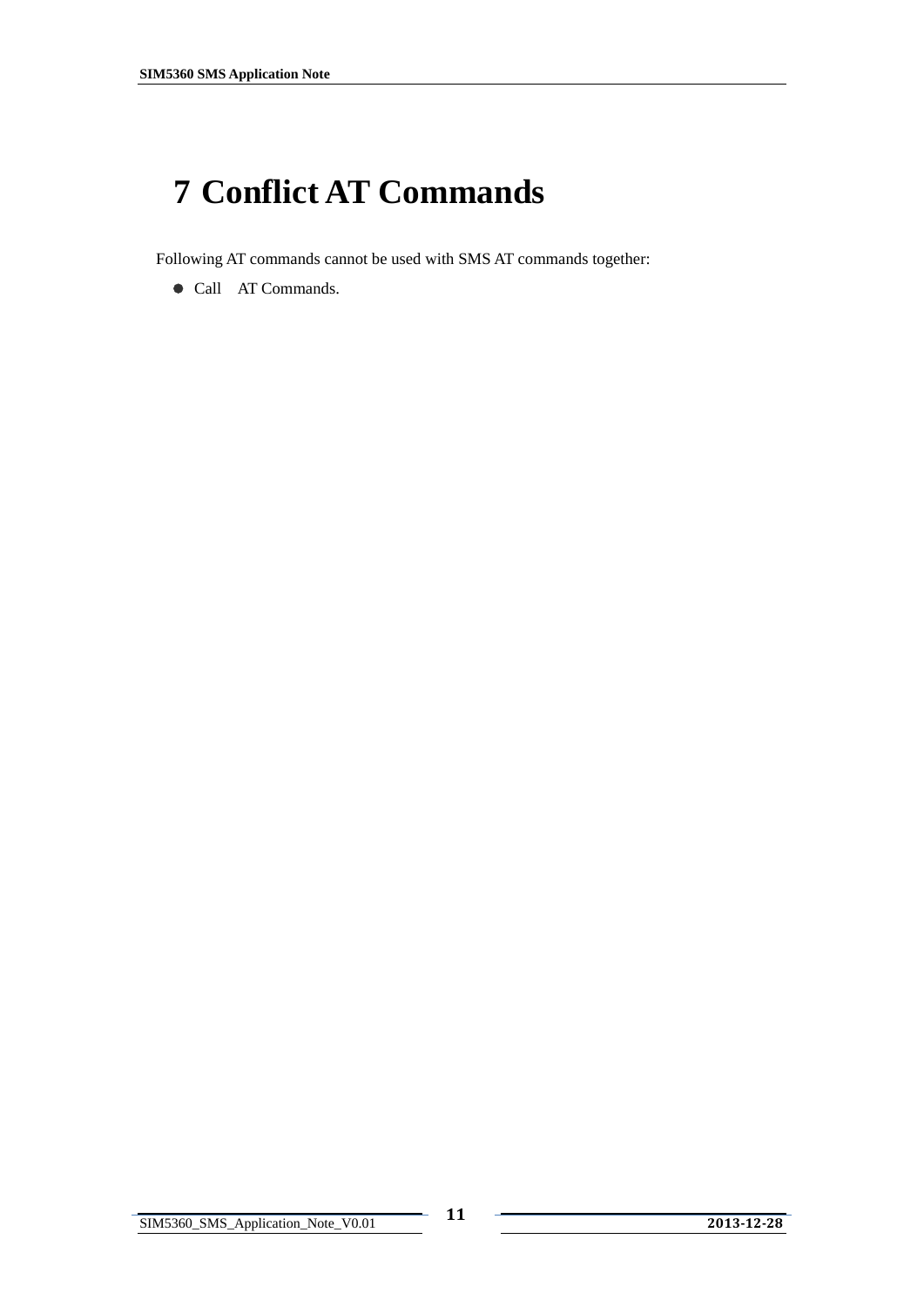# 7 Conflict AT Commands

Following AT commands cannot be used with SMS AT commands together:

- Call AT Commands.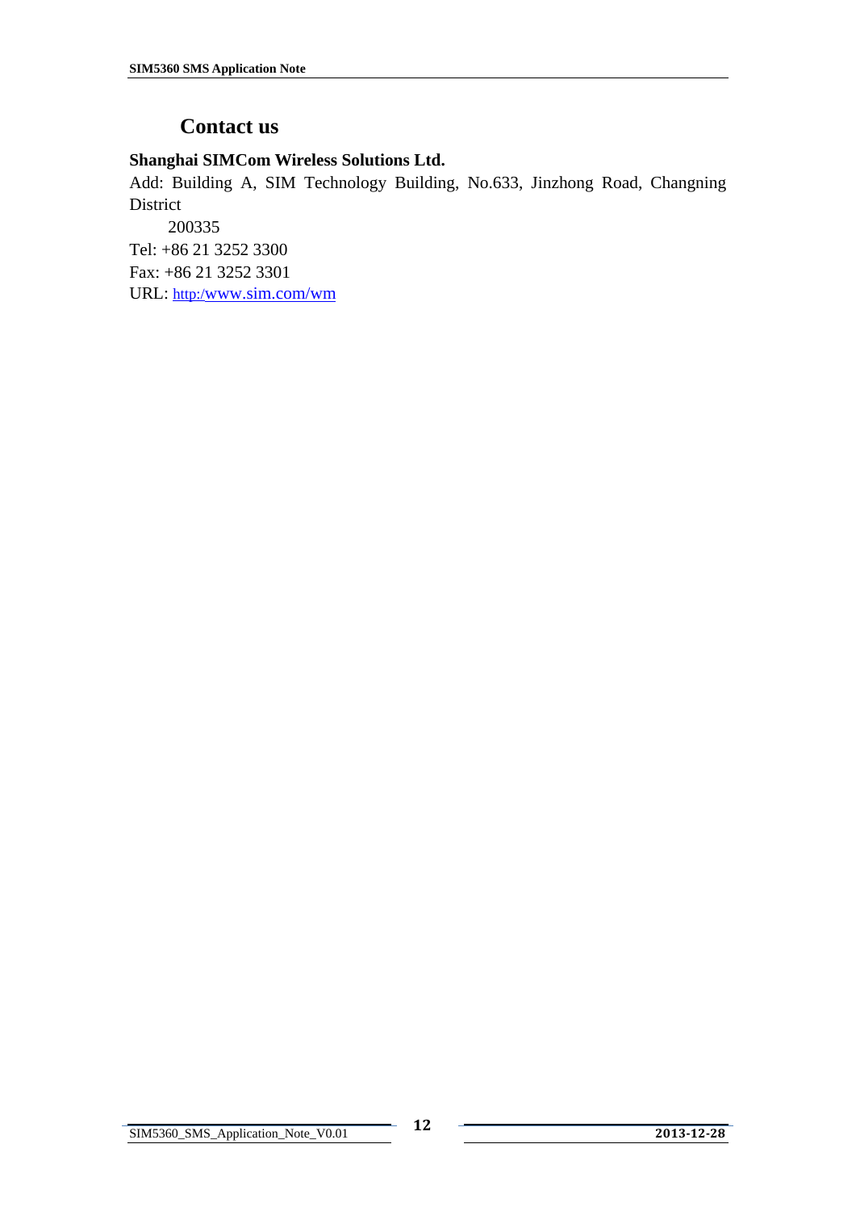## Contact us

**Shanghai SIMCom Wireless Solutions Ltd.**

Add: Building A, SIM Technology Building, No.633, Jinzhong Road, Changning District 200335

Tel: +86 21 3252 3300

Fax: +86 21 3252 3301

URL: http:/www.sim.com/wm